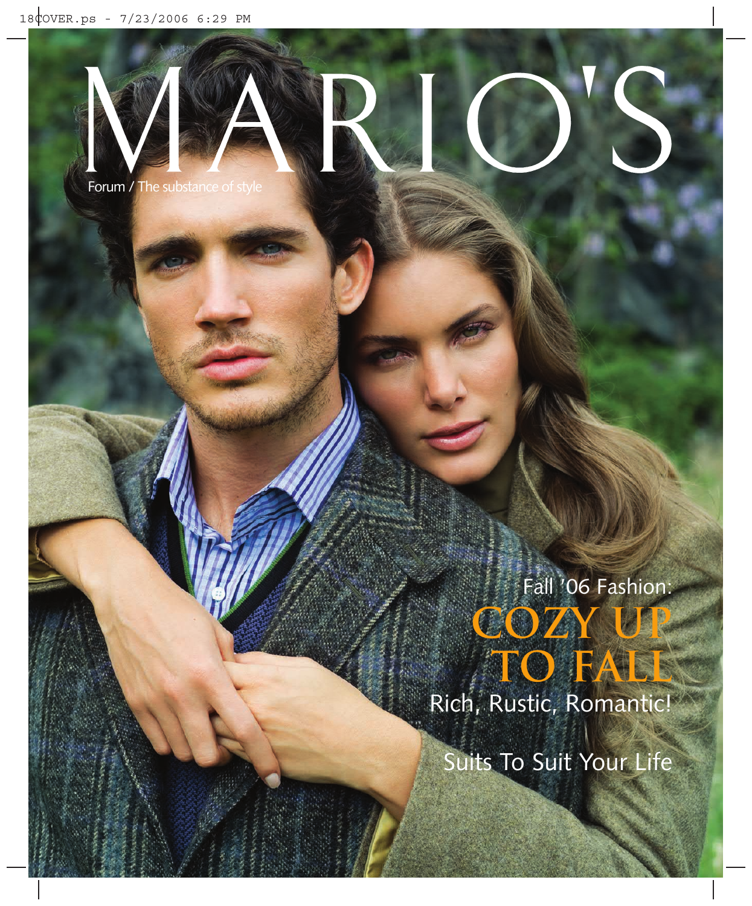# MARIO'S

Forum / The substance of style

Fall '06 Fashion:

## COZY UP TO FALL

Rich, Rustic, Romantic!

Suits To Suit Your Life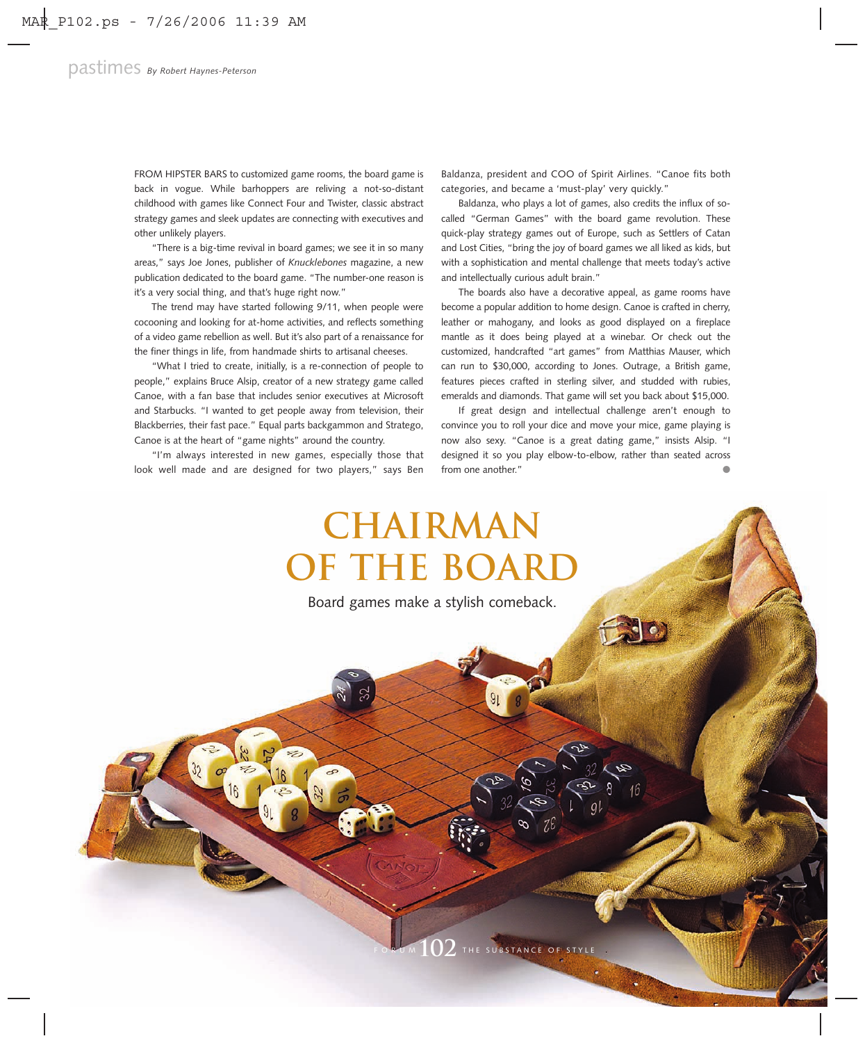pastimes *By Robert Haynes-Peterson*

# CHAIRMAN OF THE BOARD

Board games make a stylish comeback.

FROM HIPSTER BARS to customized game rooms, the board game is back in vogue. While barhoppers are reliving a not-so-distant childhood with games like Connect Four and Twister, classic abstract strategy games and sleek updates are connecting with executives and other unlikely players.

"There is a big-time revival in board games; we see it in so many areas," says Joe Jones, publisher of *Knucklebones* magazine, a new publication dedicated to the board game. "The number-one reason is it's a very social thing, and that's huge right now."

The trend may have started following 9/11, when people were cocooning and looking for at-home activities, and reflects something of a video game rebellion as well. But it's also part of a renaissance for the finer things in life, from handmade shirts to artisanal cheeses.

"What I tried to create, initially, is a re-connection of people to people," explains Bruce Alsip, creator of a new strategy game called Canoe, with a fan base that includes senior executives at Microsoft and Starbucks. "I wanted to get people away from television, their Blackberries, their fast pace." Equal parts backgammon and Stratego, Canoe is at the heart of "game nights" around the country.

"I'm always interested in new games, especially those that look well made and are designed for two players," says Ben Baldanza, president and COO of Spirit Airlines. "Canoe fits both categories, and became a 'must-play' very quickly."

Baldanza, who plays a lot of games, also credits the influx of so-called "German Games" with the board game revolution. These quick-play strategy games out of Europe, such as Settlers of Catan and Lost Cities, "bring the joy of board games we all liked as kids, but with a sophistication and mental challenge that meets today's active and intellectually curious adult brain."

The boards also have a decorative appeal, as game rooms have become a popular addition to home design. Canoe is crafted in cherry, leather or mahogany, and looks as good displayed on a fireplace mantle as it does being played at a winebar. Or check out the customized, handcrafted "art games" from Matthias Mauser, which can run to $30,000, according to Jones. Outrage, a British game, features pieces crafted in sterling silver, and studded with rubies, emeralds and diamonds. That game will set you back about $15,000.

If great design and intellectual challenge aren't enough to convince you to roll your dice and move your mice, game playing is now also sexy. "Canoe is a great dating game," insists Alsip. "I designed it so you play elbow-to-elbow, rather than seated across from one another."